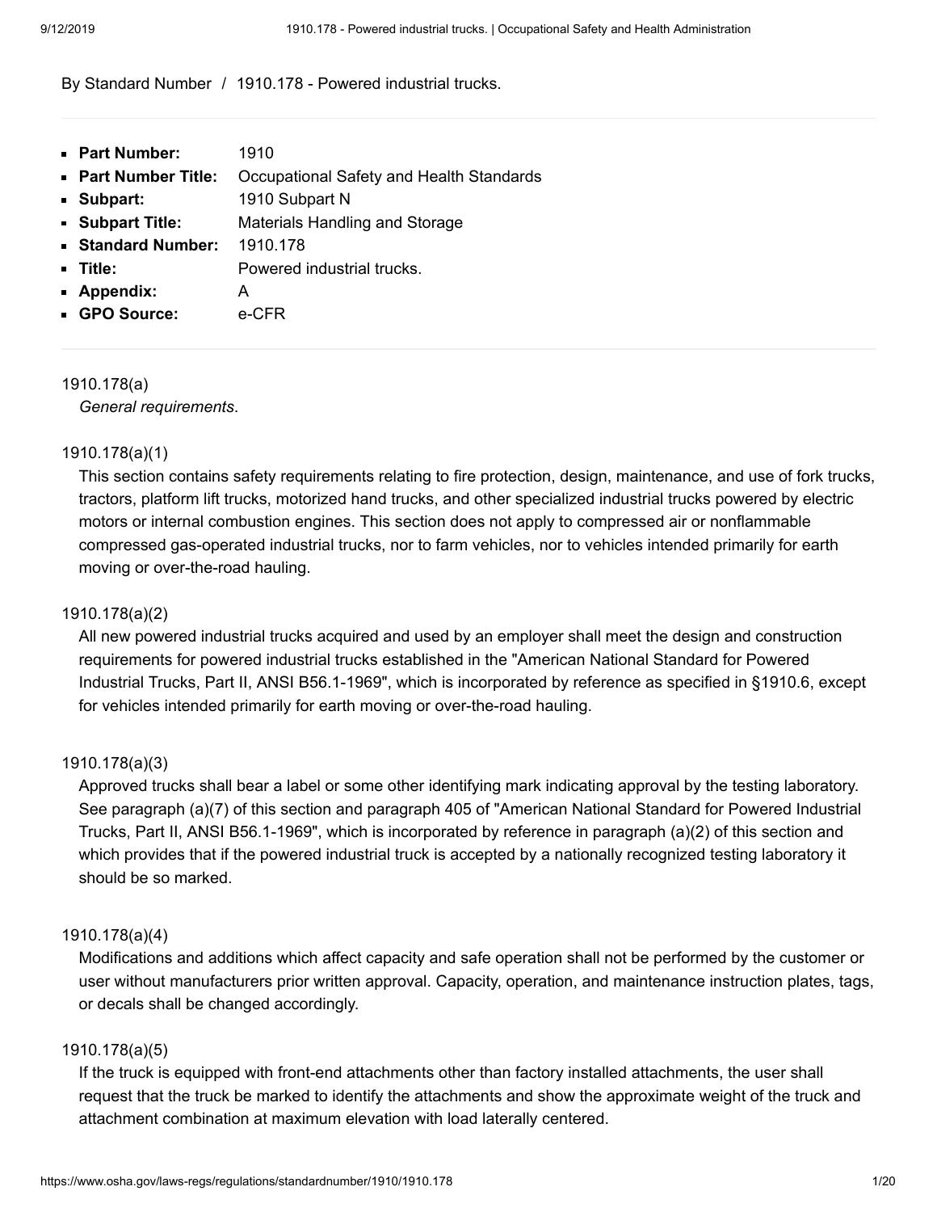By Standard Number / 1910.178 - Powered industrial trucks.

---

- **Part Number:** 1910
- **Part Number Title:** Occupational Safety and Health Standards
- **Subpart:** 1910 Subpart N
- **Subpart Title:** Materials Handling and Storage
- **Standard Number:** 1910.178
- **Title:** Powered industrial trucks.
- **Appendix:** A
- **GPO Source:** e-CFR

---

1910.178(a)

*General requirements*.

1910.178(a)(1)

This section contains safety requirements relating to fire protection, design, maintenance, and use of fork trucks, tractors, platform lift trucks, motorized hand trucks, and other specialized industrial trucks powered by electric motors or internal combustion engines. This section does not apply to compressed air or nonflammable compressed gas-operated industrial trucks, nor to farm vehicles, nor to vehicles intended primarily for earth moving or over-the-road hauling.

1910.178(a)(2)

All new powered industrial trucks acquired and used by an employer shall meet the design and construction requirements for powered industrial trucks established in the "American National Standard for Powered Industrial Trucks, Part II, ANSI B56.1-1969", which is incorporated by reference as specified in §1910.6, except for vehicles intended primarily for earth moving or over-the-road hauling.

1910.178(a)(3)

Approved trucks shall bear a label or some other identifying mark indicating approval by the testing laboratory. See paragraph (a)(7) of this section and paragraph 405 of "American National Standard for Powered Industrial Trucks, Part II, ANSI B56.1-1969", which is incorporated by reference in paragraph (a)(2) of this section and which provides that if the powered industrial truck is accepted by a nationally recognized testing laboratory it should be so marked.

1910.178(a)(4)

Modifications and additions which affect capacity and safe operation shall not be performed by the customer or user without manufacturers prior written approval. Capacity, operation, and maintenance instruction plates, tags, or decals shall be changed accordingly.

1910.178(a)(5)

If the truck is equipped with front-end attachments other than factory installed attachments, the user shall request that the truck be marked to identify the attachments and show the approximate weight of the truck and attachment combination at maximum elevation with load laterally centered.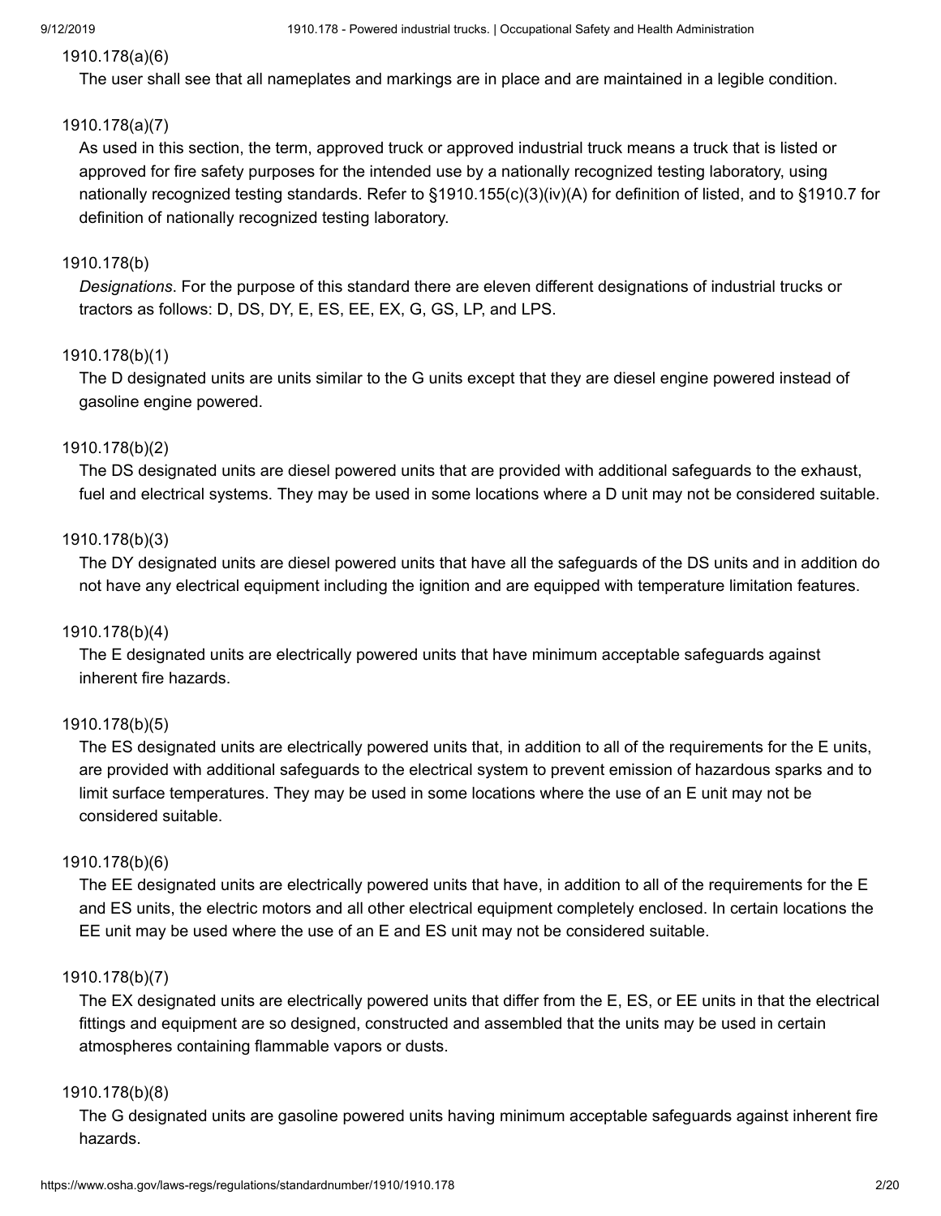1910.178(a)(6)

The user shall see that all nameplates and markings are in place and are maintained in a legible condition.

1910.178(a)(7)

As used in this section, the term, approved truck or approved industrial truck means a truck that is listed or approved for fire safety purposes for the intended use by a nationally recognized testing laboratory, using nationally recognized testing standards. Refer to §1910.155(c)(3)(iv)(A) for definition of listed, and to §1910.7 for definition of nationally recognized testing laboratory.

1910.178(b)

*Designations*. For the purpose of this standard there are eleven different designations of industrial trucks or tractors as follows: D, DS, DY, E, ES, EE, EX, G, GS, LP, and LPS.

1910.178(b)(1)

The D designated units are units similar to the G units except that they are diesel engine powered instead of gasoline engine powered.

1910.178(b)(2)

The DS designated units are diesel powered units that are provided with additional safeguards to the exhaust, fuel and electrical systems. They may be used in some locations where a D unit may not be considered suitable.

1910.178(b)(3)

The DY designated units are diesel powered units that have all the safeguards of the DS units and in addition do not have any electrical equipment including the ignition and are equipped with temperature limitation features.

1910.178(b)(4)

The E designated units are electrically powered units that have minimum acceptable safeguards against inherent fire hazards.

1910.178(b)(5)

The ES designated units are electrically powered units that, in addition to all of the requirements for the E units, are provided with additional safeguards to the electrical system to prevent emission of hazardous sparks and to limit surface temperatures. They may be used in some locations where the use of an E unit may not be considered suitable.

1910.178(b)(6)

The EE designated units are electrically powered units that have, in addition to all of the requirements for the E and ES units, the electric motors and all other electrical equipment completely enclosed. In certain locations the EE unit may be used where the use of an E and ES unit may not be considered suitable.

1910.178(b)(7)

The EX designated units are electrically powered units that differ from the E, ES, or EE units in that the electrical fittings and equipment are so designed, constructed and assembled that the units may be used in certain atmospheres containing flammable vapors or dusts.

1910.178(b)(8)

The G designated units are gasoline powered units having minimum acceptable safeguards against inherent fire hazards.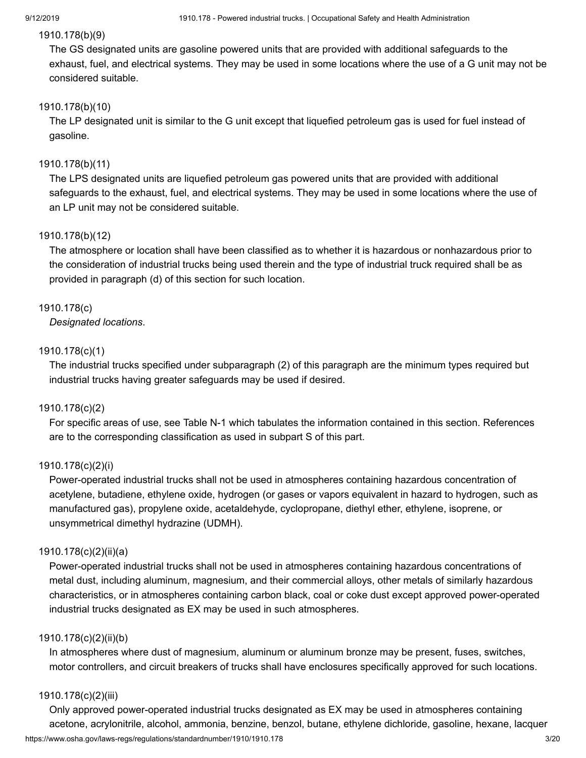1910.178(b)(9)

The GS designated units are gasoline powered units that are provided with additional safeguards to the exhaust, fuel, and electrical systems. They may be used in some locations where the use of a G unit may not be considered suitable.

1910.178(b)(10)

The LP designated unit is similar to the G unit except that liquefied petroleum gas is used for fuel instead of gasoline.

1910.178(b)(11)

The LPS designated units are liquefied petroleum gas powered units that are provided with additional safeguards to the exhaust, fuel, and electrical systems. They may be used in some locations where the use of an LP unit may not be considered suitable.

1910.178(b)(12)

The atmosphere or location shall have been classified as to whether it is hazardous or nonhazardous prior to the consideration of industrial trucks being used therein and the type of industrial truck required shall be as provided in paragraph (d) of this section for such location.

1910.178(c)

*Designated locations*.

1910.178(c)(1)

The industrial trucks specified under subparagraph (2) of this paragraph are the minimum types required but industrial trucks having greater safeguards may be used if desired.

1910.178(c)(2)

For specific areas of use, see Table N-1 which tabulates the information contained in this section. References are to the corresponding classification as used in subpart S of this part.

1910.178(c)(2)(i)

Power-operated industrial trucks shall not be used in atmospheres containing hazardous concentration of acetylene, butadiene, ethylene oxide, hydrogen (or gases or vapors equivalent in hazard to hydrogen, such as manufactured gas), propylene oxide, acetaldehyde, cyclopropane, diethyl ether, ethylene, isoprene, or unsymmetrical dimethyl hydrazine (UDMH).

1910.178(c)(2)(ii)(a)

Power-operated industrial trucks shall not be used in atmospheres containing hazardous concentrations of metal dust, including aluminum, magnesium, and their commercial alloys, other metals of similarly hazardous characteristics, or in atmospheres containing carbon black, coal or coke dust except approved power-operated industrial trucks designated as EX may be used in such atmospheres.

1910.178(c)(2)(ii)(b)

In atmospheres where dust of magnesium, aluminum or aluminum bronze may be present, fuses, switches, motor controllers, and circuit breakers of trucks shall have enclosures specifically approved for such locations.

1910.178(c)(2)(iii)

Only approved power-operated industrial trucks designated as EX may be used in atmospheres containing acetone, acrylonitrile, alcohol, ammonia, benzine, benzol, butane, ethylene dichloride, gasoline, hexane, lacquer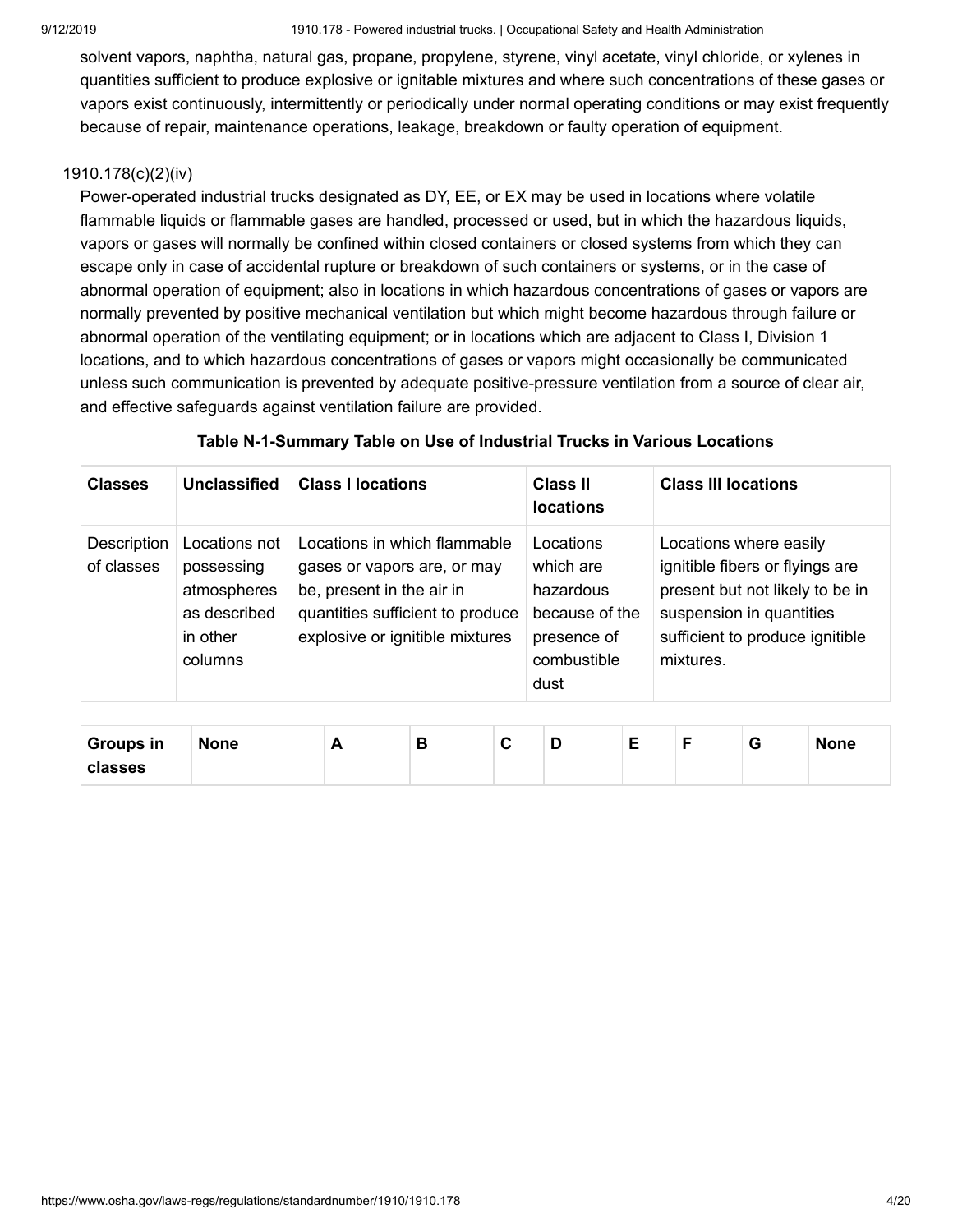solvent vapors, naphtha, natural gas, propane, propylene, styrene, vinyl acetate, vinyl chloride, or xylenes in quantities sufficient to produce explosive or ignitable mixtures and where such concentrations of these gases or vapors exist continuously, intermittently or periodically under normal operating conditions or may exist frequently because of repair, maintenance operations, leakage, breakdown or faulty operation of equipment.

1910.178(c)(2)(iv)

Power-operated industrial trucks designated as DY, EE, or EX may be used in locations where volatile flammable liquids or flammable gases are handled, processed or used, but in which the hazardous liquids, vapors or gases will normally be confined within closed containers or closed systems from which they can escape only in case of accidental rupture or breakdown of such containers or systems, or in the case of abnormal operation of equipment; also in locations in which hazardous concentrations of gases or vapors are normally prevented by positive mechanical ventilation but which might become hazardous through failure or abnormal operation of the ventilating equipment; or in locations which are adjacent to Class I, Division 1 locations, and to which hazardous concentrations of gases or vapors might occasionally be communicated unless such communication is prevented by adequate positive-pressure ventilation from a source of clear air, and effective safeguards against ventilation failure are provided.

**Table N-1-Summary Table on Use of Industrial Trucks in Various Locations**

| **Classes** | **Unclassified** | **Class I locations** | | | | **Class II locations** | | | **Class III locations** |
|---|---|---|---|---|---|---|---|---|---|
| Description of classes | Locations not possessing atmospheres as described in other columns | Locations in which flammable gases or vapors are, or may be, present in the air in quantities sufficient to produce explosive or ignitible mixtures | | | | Locations which are hazardous because of the presence of combustible dust | | | Locations where easily ignitible fibers or flyings are present but not likely to be in suspension in quantities sufficient to produce ignitible mixtures. |
| **Groups in classes** | **None** | **A** | **B** | **C** | **D** | **E** | **F** | **G** | **None** |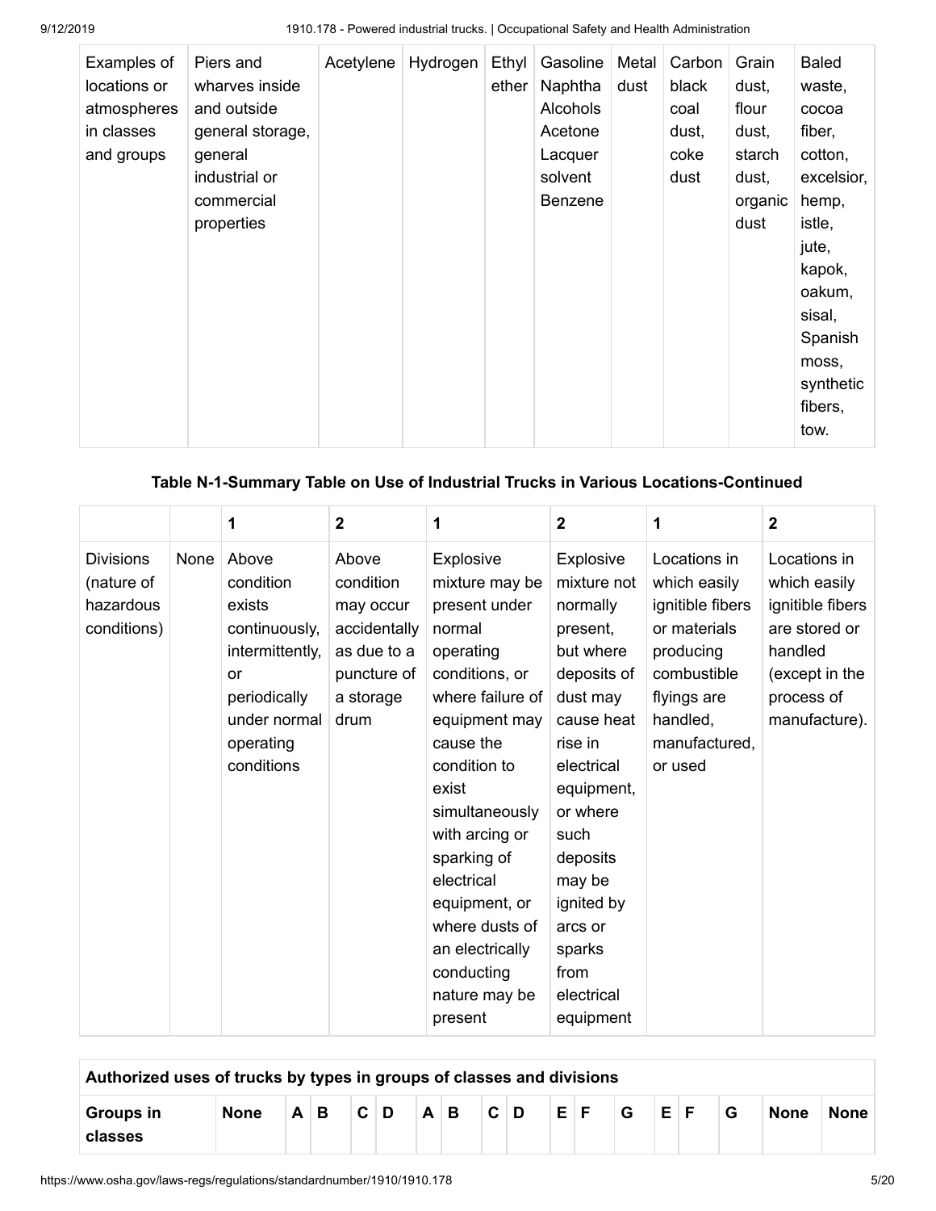| Examples of locations or atmospheres in classes and groups | Piers and wharves inside and outside general storage, general industrial or commercial properties | Acetylene | Hydrogen | Ethyl ether | Gasoline Naphtha Alcohols Acetone Lacquer solvent Benzene | Metal dust | Carbon black coal dust, coke dust | Grain dust, flour dust, starch dust, organic dust | Baled waste, cocoa fiber, cotton, excelsior, hemp, istle, jute, kapok, oakum, sisal, Spanish moss, synthetic fibers, tow. |
|---|---|---|---|---|---|---|---|---|---|

**Table N-1-Summary Table on Use of Industrial Trucks in Various Locations-Continued**

| | | 1 | 2 | 1 | 2 | 1 | 2 |
|---|---|---|---|---|---|---|---|
| Divisions (nature of hazardous conditions) | None | Above condition exists continuously, intermittently, or periodically under normal operating conditions | Above condition may occur accidentally as due to a puncture of a storage drum | Explosive mixture may be present under normal operating conditions, or where failure of equipment may cause the condition to exist simultaneously with arcing or sparking of electrical equipment, or where dusts of an electrically conducting nature may be present | Explosive mixture not normally present, but where deposits of dust may cause heat rise in electrical equipment, or where such deposits may be ignited by arcs or sparks from electrical equipment | Locations in which easily ignitible fibers or materials producing combustible flyings are handled, manufactured, or used | Locations in which easily ignitible fibers are stored or handled (except in the process of manufacture). |

| Authorized uses of trucks by types in groups of classes and divisions | | | | | | | | | | | | | | | | | | | |
|---|---|---|---|---|---|---|---|---|---|---|---|---|---|---|---|---|---|---|---|
| Groups in classes | None | A | B | C | D | A | B | C | D | E | F | G | E | F | G | None | None |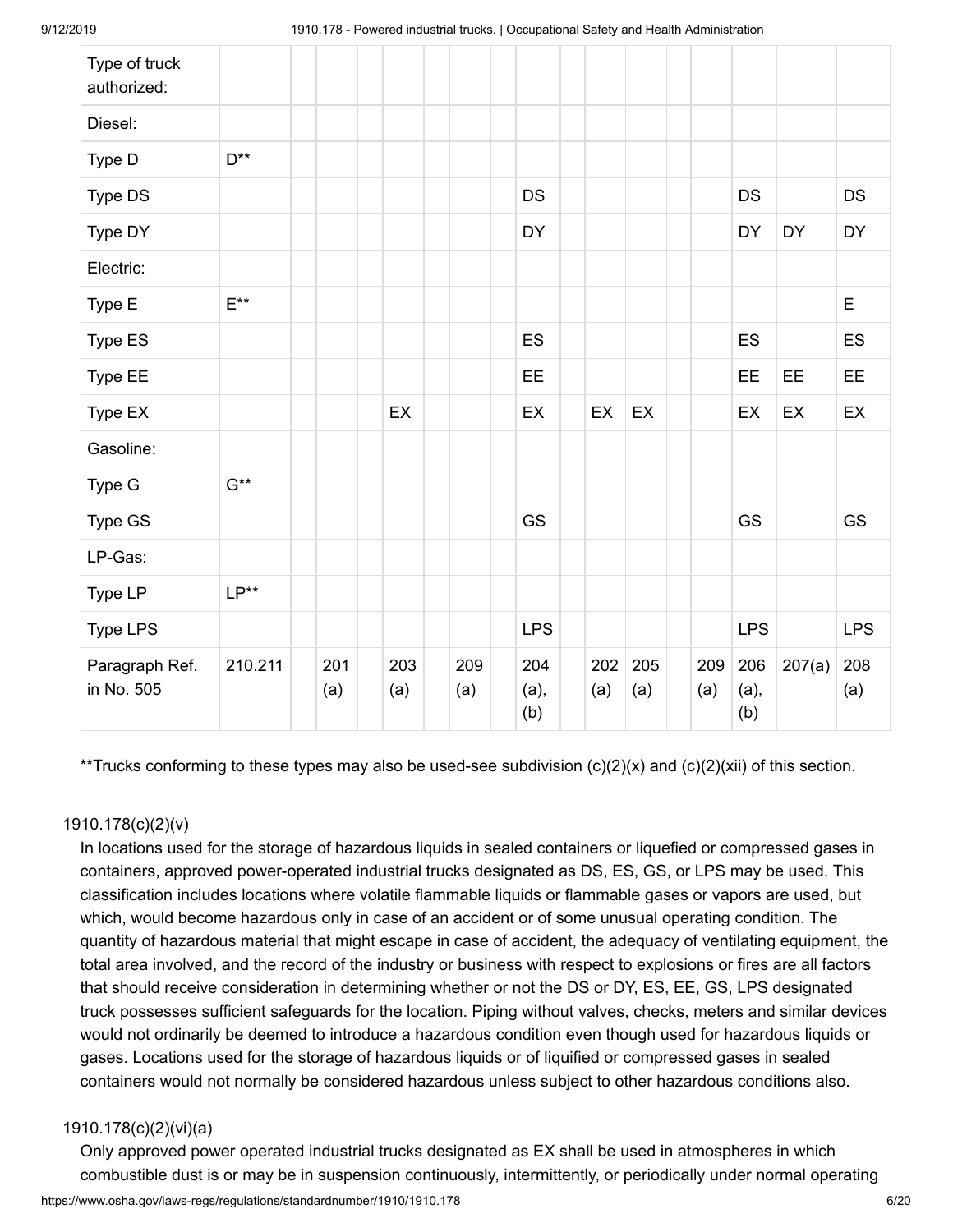| Type of truck authorized: | | | | | | | | | | | | | | | | | |
|---|---|---|---|---|---|---|---|---|---|---|---|---|---|---|---|---|---|
| Diesel: | | | | | | | | | | | | | | | | | |
| Type D | D** | | | | | | | | | | | | | | | | |
| Type DS | | | | | | | | | DS | | | | | | DS | | DS |
| Type DY | | | | | | | | | DY | | | | | | DY | DY | DY |
| Electric: | | | | | | | | | | | | | | | | | |
| Type E | E** | | | | | | | | | | | | | | | | E |
| Type ES | | | | | | | | | ES | | | | | | ES | | ES |
| Type EE | | | | | | | | | EE | | | | | | EE | EE | EE |
| Type EX | | | | | EX | | | | EX | | EX | EX | | | EX | EX | EX |
| Gasoline: | | | | | | | | | | | | | | | | | |
| Type G | G** | | | | | | | | | | | | | | | | |
| Type GS | | | | | | | | | GS | | | | | | GS | | GS |
| LP-Gas: | | | | | | | | | | | | | | | | | |
| Type LP | LP** | | | | | | | | | | | | | | | | |
| Type LPS | | | | | | | | | LPS | | | | | | LPS | | LPS |
| Paragraph Ref. in No. 505 | 210.211 | | 201 (a) | | 203 (a) | | 209 (a) | | 204 (a), (b) | | 202 (a) | 205 (a) | | 209 (a) | 206 (a), (b) | 207(a) | 208 (a) |

**Trucks conforming to these types may also be used-see subdivision (c)(2)(x) and (c)(2)(xii) of this section.

1910.178(c)(2)(v)

In locations used for the storage of hazardous liquids in sealed containers or liquefied or compressed gases in containers, approved power-operated industrial trucks designated as DS, ES, GS, or LPS may be used. This classification includes locations where volatile flammable liquids or flammable gases or vapors are used, but which, would become hazardous only in case of an accident or of some unusual operating condition. The quantity of hazardous material that might escape in case of accident, the adequacy of ventilating equipment, the total area involved, and the record of the industry or business with respect to explosions or fires are all factors that should receive consideration in determining whether or not the DS or DY, ES, EE, GS, LPS designated truck possesses sufficient safeguards for the location. Piping without valves, checks, meters and similar devices would not ordinarily be deemed to introduce a hazardous condition even though used for hazardous liquids or gases. Locations used for the storage of hazardous liquids or of liquified or compressed gases in sealed containers would not normally be considered hazardous unless subject to other hazardous conditions also.

1910.178(c)(2)(vi)(a)

Only approved power operated industrial trucks designated as EX shall be used in atmospheres in which combustible dust is or may be in suspension continuously, intermittently, or periodically under normal operating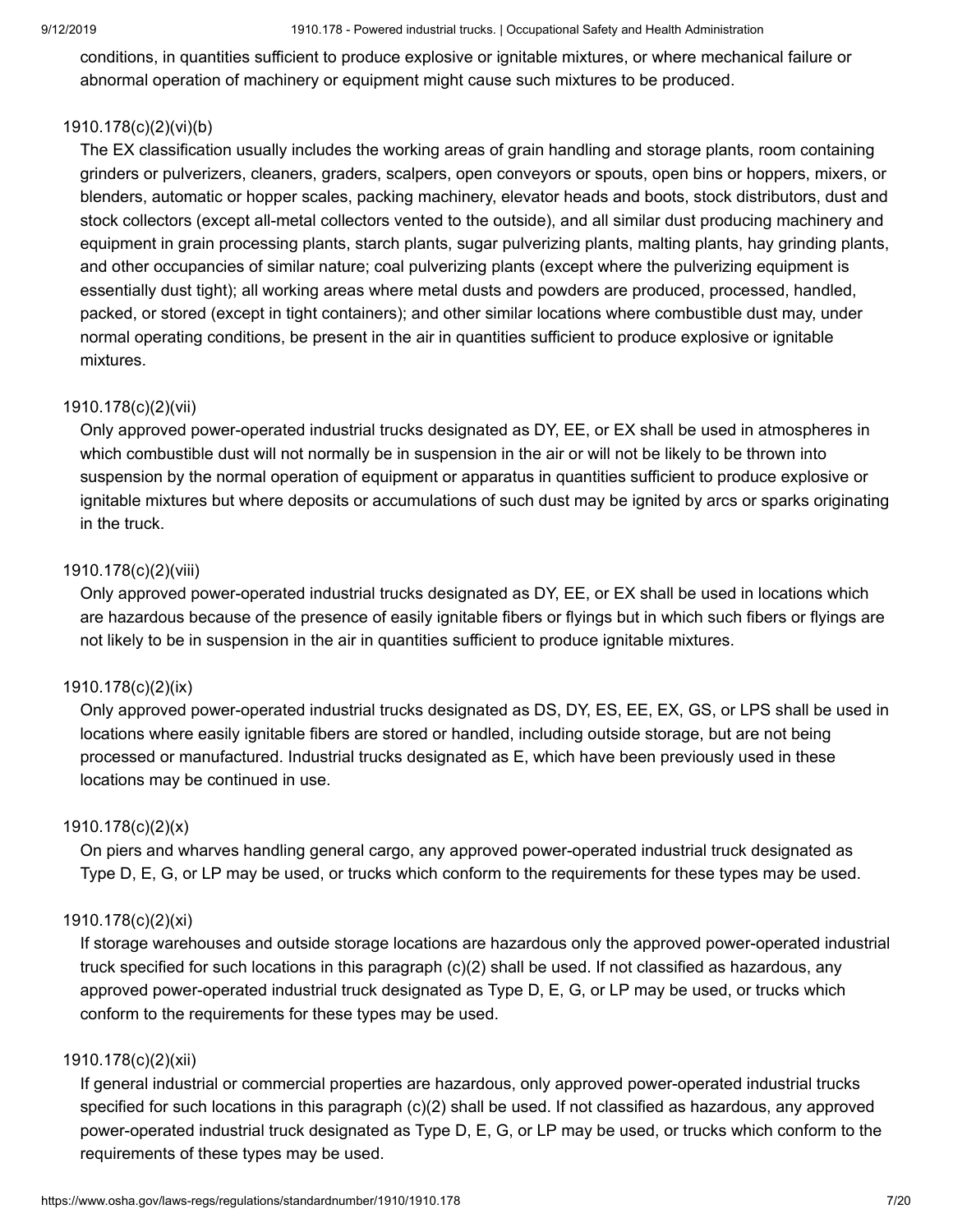conditions, in quantities sufficient to produce explosive or ignitable mixtures, or where mechanical failure or abnormal operation of machinery or equipment might cause such mixtures to be produced.

1910.178(c)(2)(vi)(b)

The EX classification usually includes the working areas of grain handling and storage plants, room containing grinders or pulverizers, cleaners, graders, scalpers, open conveyors or spouts, open bins or hoppers, mixers, or blenders, automatic or hopper scales, packing machinery, elevator heads and boots, stock distributors, dust and stock collectors (except all-metal collectors vented to the outside), and all similar dust producing machinery and equipment in grain processing plants, starch plants, sugar pulverizing plants, malting plants, hay grinding plants, and other occupancies of similar nature; coal pulverizing plants (except where the pulverizing equipment is essentially dust tight); all working areas where metal dusts and powders are produced, processed, handled, packed, or stored (except in tight containers); and other similar locations where combustible dust may, under normal operating conditions, be present in the air in quantities sufficient to produce explosive or ignitable mixtures.

1910.178(c)(2)(vii)

Only approved power-operated industrial trucks designated as DY, EE, or EX shall be used in atmospheres in which combustible dust will not normally be in suspension in the air or will not be likely to be thrown into suspension by the normal operation of equipment or apparatus in quantities sufficient to produce explosive or ignitable mixtures but where deposits or accumulations of such dust may be ignited by arcs or sparks originating in the truck.

1910.178(c)(2)(viii)

Only approved power-operated industrial trucks designated as DY, EE, or EX shall be used in locations which are hazardous because of the presence of easily ignitable fibers or flyings but in which such fibers or flyings are not likely to be in suspension in the air in quantities sufficient to produce ignitable mixtures.

1910.178(c)(2)(ix)

Only approved power-operated industrial trucks designated as DS, DY, ES, EE, EX, GS, or LPS shall be used in locations where easily ignitable fibers are stored or handled, including outside storage, but are not being processed or manufactured. Industrial trucks designated as E, which have been previously used in these locations may be continued in use.

1910.178(c)(2)(x)

On piers and wharves handling general cargo, any approved power-operated industrial truck designated as Type D, E, G, or LP may be used, or trucks which conform to the requirements for these types may be used.

1910.178(c)(2)(xi)

If storage warehouses and outside storage locations are hazardous only the approved power-operated industrial truck specified for such locations in this paragraph (c)(2) shall be used. If not classified as hazardous, any approved power-operated industrial truck designated as Type D, E, G, or LP may be used, or trucks which conform to the requirements for these types may be used.

1910.178(c)(2)(xii)

If general industrial or commercial properties are hazardous, only approved power-operated industrial trucks specified for such locations in this paragraph (c)(2) shall be used. If not classified as hazardous, any approved power-operated industrial truck designated as Type D, E, G, or LP may be used, or trucks which conform to the requirements of these types may be used.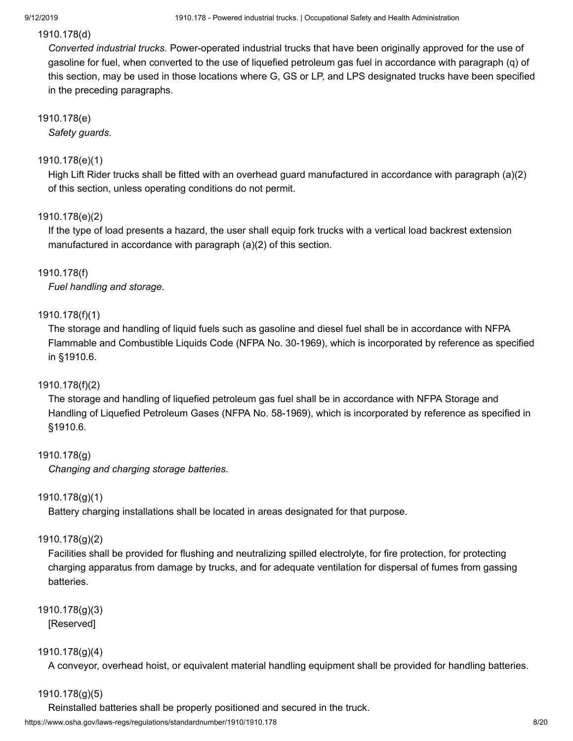1910.178(d)

*Converted industrial trucks*. Power-operated industrial trucks that have been originally approved for the use of gasoline for fuel, when converted to the use of liquefied petroleum gas fuel in accordance with paragraph (q) of this section, may be used in those locations where G, GS or LP, and LPS designated trucks have been specified in the preceding paragraphs.

1910.178(e)

*Safety guards*.

1910.178(e)(1)

High Lift Rider trucks shall be fitted with an overhead guard manufactured in accordance with paragraph (a)(2) of this section, unless operating conditions do not permit.

1910.178(e)(2)

If the type of load presents a hazard, the user shall equip fork trucks with a vertical load backrest extension manufactured in accordance with paragraph (a)(2) of this section.

1910.178(f)

*Fuel handling and storage*.

1910.178(f)(1)

The storage and handling of liquid fuels such as gasoline and diesel fuel shall be in accordance with NFPA Flammable and Combustible Liquids Code (NFPA No. 30-1969), which is incorporated by reference as specified in §1910.6.

1910.178(f)(2)

The storage and handling of liquefied petroleum gas fuel shall be in accordance with NFPA Storage and Handling of Liquefied Petroleum Gases (NFPA No. 58-1969), which is incorporated by reference as specified in §1910.6.

1910.178(g)

*Changing and charging storage batteries*.

1910.178(g)(1)

Battery charging installations shall be located in areas designated for that purpose.

1910.178(g)(2)

Facilities shall be provided for flushing and neutralizing spilled electrolyte, for fire protection, for protecting charging apparatus from damage by trucks, and for adequate ventilation for dispersal of fumes from gassing batteries.

1910.178(g)(3)

[Reserved]

1910.178(g)(4)

A conveyor, overhead hoist, or equivalent material handling equipment shall be provided for handling batteries.

1910.178(g)(5)

Reinstalled batteries shall be properly positioned and secured in the truck.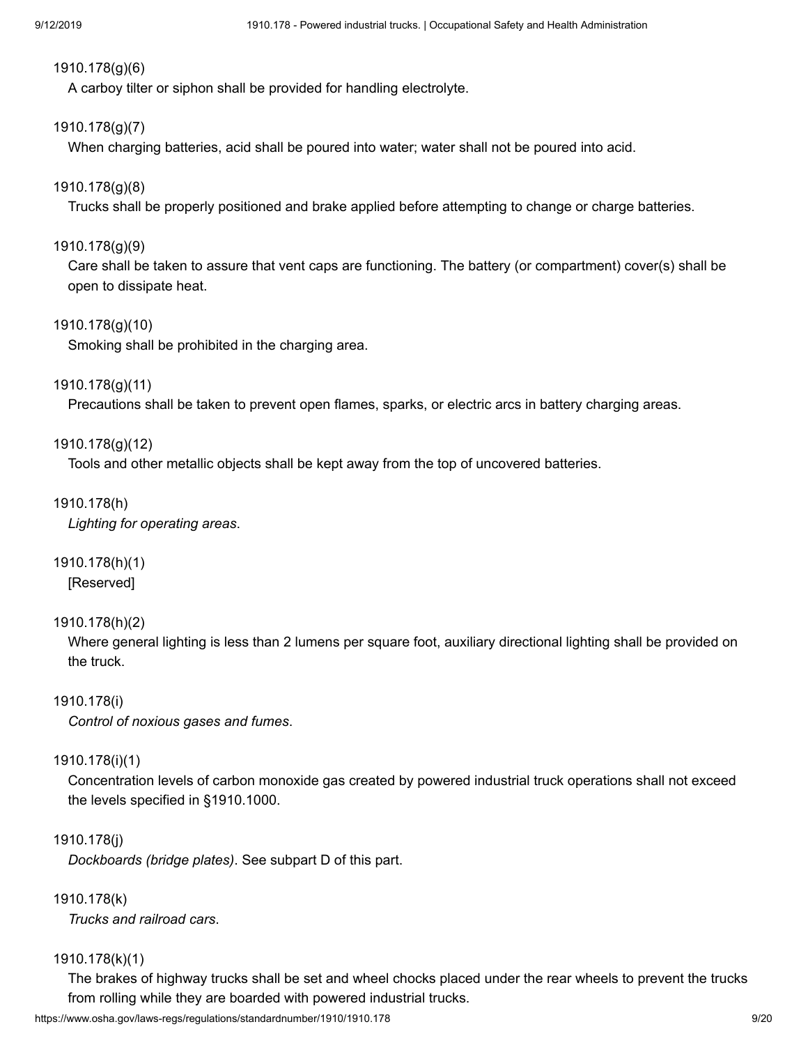1910.178(g)(6)

A carboy tilter or siphon shall be provided for handling electrolyte.

1910.178(g)(7)

When charging batteries, acid shall be poured into water; water shall not be poured into acid.

1910.178(g)(8)

Trucks shall be properly positioned and brake applied before attempting to change or charge batteries.

1910.178(g)(9)

Care shall be taken to assure that vent caps are functioning. The battery (or compartment) cover(s) shall be open to dissipate heat.

1910.178(g)(10)

Smoking shall be prohibited in the charging area.

1910.178(g)(11)

Precautions shall be taken to prevent open flames, sparks, or electric arcs in battery charging areas.

1910.178(g)(12)

Tools and other metallic objects shall be kept away from the top of uncovered batteries.

1910.178(h)

*Lighting for operating areas*.

1910.178(h)(1)

[Reserved]

1910.178(h)(2)

Where general lighting is less than 2 lumens per square foot, auxiliary directional lighting shall be provided on the truck.

1910.178(i)

*Control of noxious gases and fumes*.

1910.178(i)(1)

Concentration levels of carbon monoxide gas created by powered industrial truck operations shall not exceed the levels specified in §1910.1000.

1910.178(j)

*Dockboards (bridge plates)*. See subpart D of this part.

1910.178(k)

*Trucks and railroad cars*.

1910.178(k)(1)

The brakes of highway trucks shall be set and wheel chocks placed under the rear wheels to prevent the trucks from rolling while they are boarded with powered industrial trucks.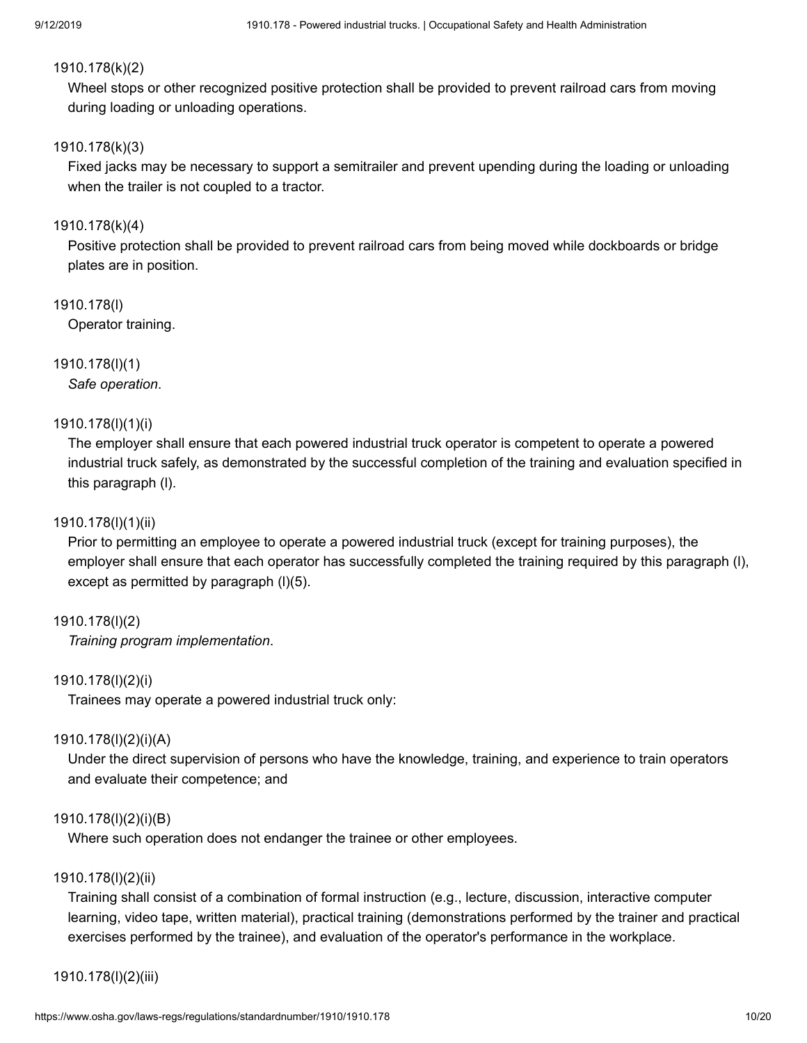1910.178(k)(2)

Wheel stops or other recognized positive protection shall be provided to prevent railroad cars from moving during loading or unloading operations.

1910.178(k)(3)

Fixed jacks may be necessary to support a semitrailer and prevent upending during the loading or unloading when the trailer is not coupled to a tractor.

1910.178(k)(4)

Positive protection shall be provided to prevent railroad cars from being moved while dockboards or bridge plates are in position.

1910.178(l)

Operator training.

1910.178(l)(1)

*Safe operation*.

1910.178(l)(1)(i)

The employer shall ensure that each powered industrial truck operator is competent to operate a powered industrial truck safely, as demonstrated by the successful completion of the training and evaluation specified in this paragraph (l).

1910.178(l)(1)(ii)

Prior to permitting an employee to operate a powered industrial truck (except for training purposes), the employer shall ensure that each operator has successfully completed the training required by this paragraph (l), except as permitted by paragraph (l)(5).

1910.178(l)(2)

*Training program implementation*.

1910.178(l)(2)(i)

Trainees may operate a powered industrial truck only:

1910.178(l)(2)(i)(A)

Under the direct supervision of persons who have the knowledge, training, and experience to train operators and evaluate their competence; and

1910.178(l)(2)(i)(B)

Where such operation does not endanger the trainee or other employees.

1910.178(l)(2)(ii)

Training shall consist of a combination of formal instruction (e.g., lecture, discussion, interactive computer learning, video tape, written material), practical training (demonstrations performed by the trainer and practical exercises performed by the trainee), and evaluation of the operator's performance in the workplace.

1910.178(l)(2)(iii)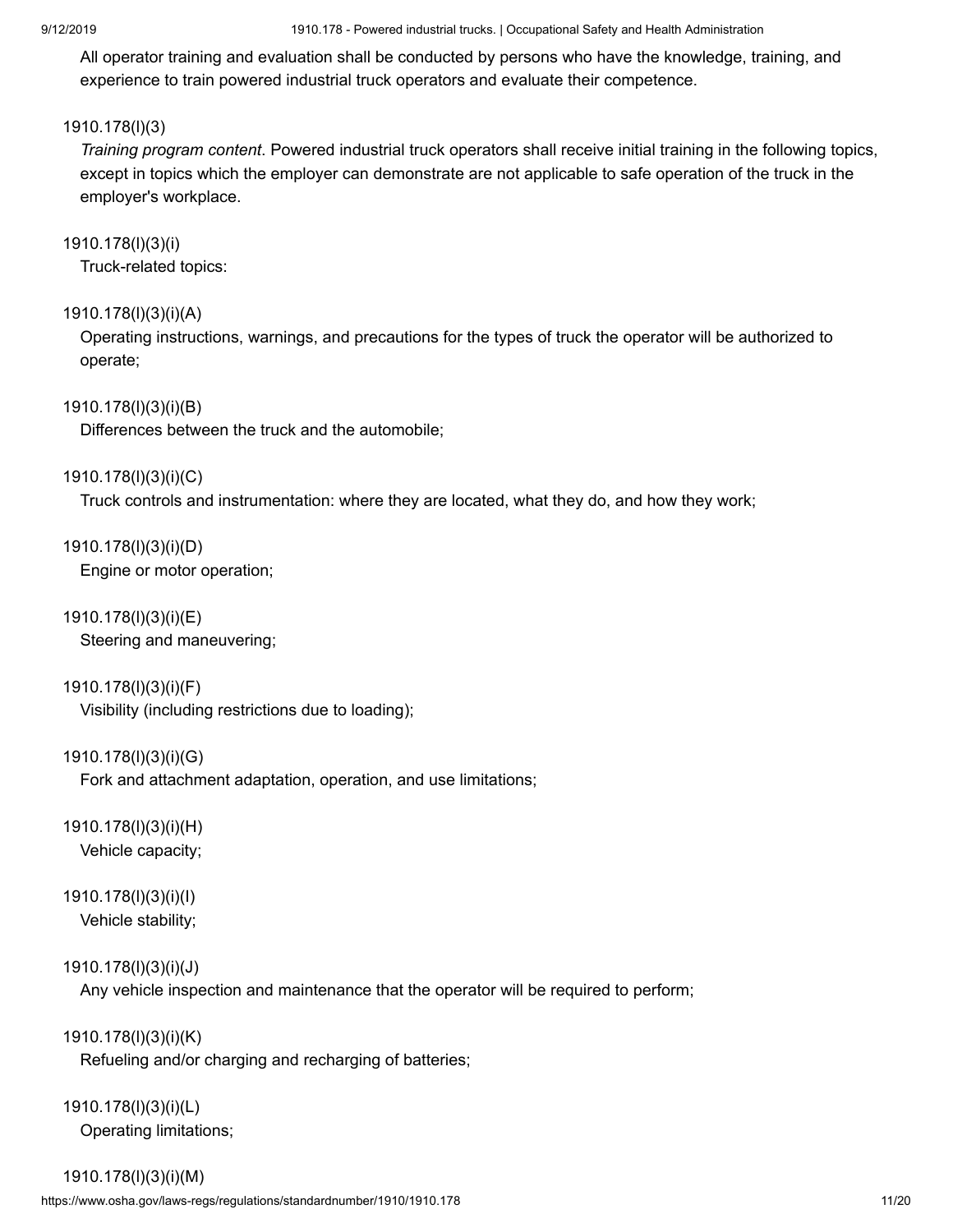All operator training and evaluation shall be conducted by persons who have the knowledge, training, and experience to train powered industrial truck operators and evaluate their competence.

1910.178(l)(3)

*Training program content*. Powered industrial truck operators shall receive initial training in the following topics, except in topics which the employer can demonstrate are not applicable to safe operation of the truck in the employer's workplace.

1910.178(l)(3)(i)

Truck-related topics:

1910.178(l)(3)(i)(A)

Operating instructions, warnings, and precautions for the types of truck the operator will be authorized to operate;

1910.178(l)(3)(i)(B)

Differences between the truck and the automobile;

1910.178(l)(3)(i)(C)

Truck controls and instrumentation: where they are located, what they do, and how they work;

1910.178(l)(3)(i)(D)

Engine or motor operation;

1910.178(l)(3)(i)(E)

Steering and maneuvering;

1910.178(l)(3)(i)(F)

Visibility (including restrictions due to loading);

1910.178(l)(3)(i)(G)

Fork and attachment adaptation, operation, and use limitations;

1910.178(l)(3)(i)(H)

Vehicle capacity;

1910.178(l)(3)(i)(I)

Vehicle stability;

1910.178(l)(3)(i)(J)

Any vehicle inspection and maintenance that the operator will be required to perform;

1910.178(l)(3)(i)(K)

Refueling and/or charging and recharging of batteries;

1910.178(l)(3)(i)(L)

Operating limitations;

1910.178(l)(3)(i)(M)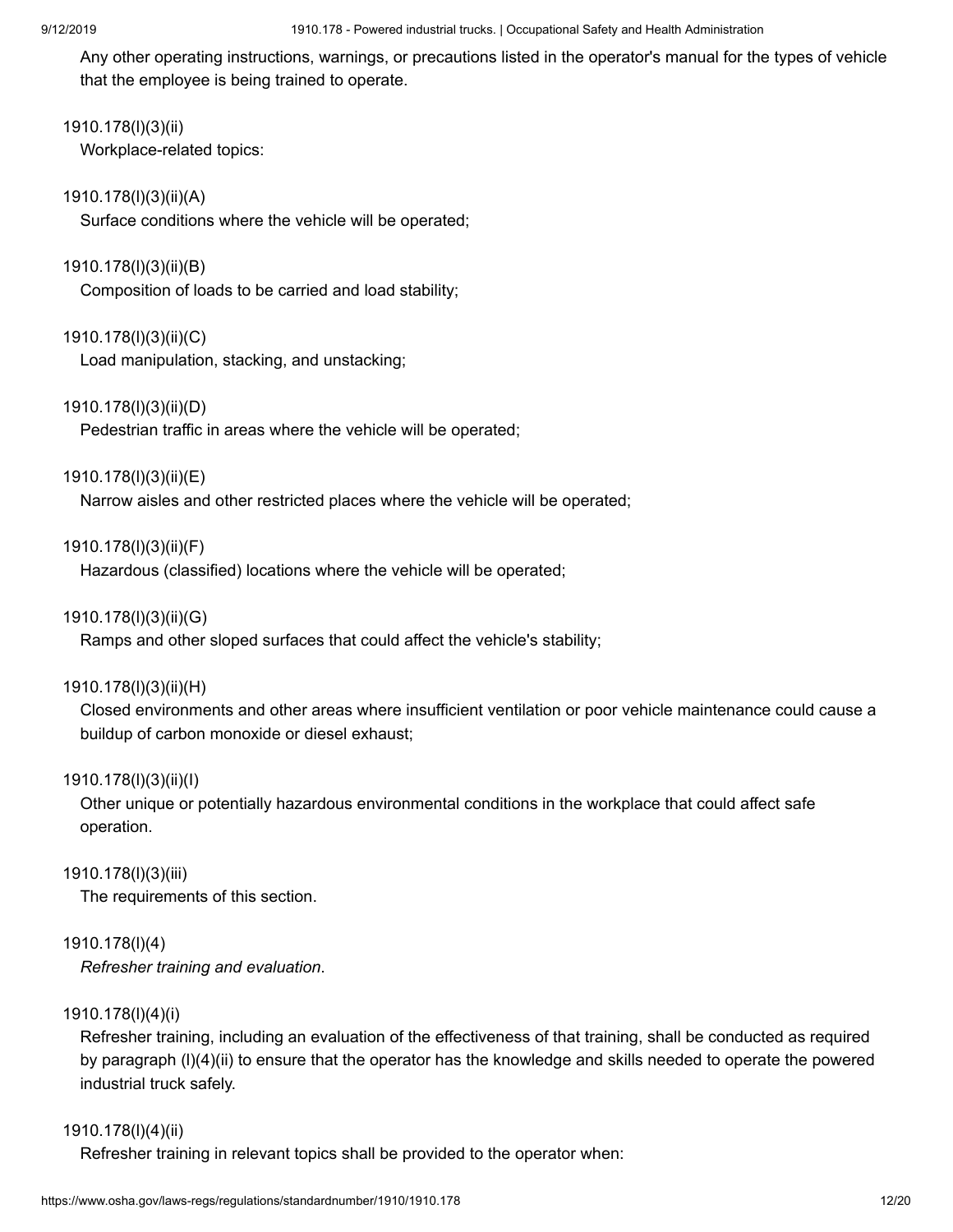Any other operating instructions, warnings, or precautions listed in the operator's manual for the types of vehicle that the employee is being trained to operate.

1910.178(l)(3)(ii)

Workplace-related topics:

1910.178(l)(3)(ii)(A)

Surface conditions where the vehicle will be operated;

1910.178(l)(3)(ii)(B)

Composition of loads to be carried and load stability;

1910.178(l)(3)(ii)(C)

Load manipulation, stacking, and unstacking;

1910.178(l)(3)(ii)(D)

Pedestrian traffic in areas where the vehicle will be operated;

1910.178(l)(3)(ii)(E)

Narrow aisles and other restricted places where the vehicle will be operated;

1910.178(l)(3)(ii)(F)

Hazardous (classified) locations where the vehicle will be operated;

1910.178(l)(3)(ii)(G)

Ramps and other sloped surfaces that could affect the vehicle's stability;

1910.178(l)(3)(ii)(H)

Closed environments and other areas where insufficient ventilation or poor vehicle maintenance could cause a buildup of carbon monoxide or diesel exhaust;

1910.178(l)(3)(ii)(I)

Other unique or potentially hazardous environmental conditions in the workplace that could affect safe operation.

1910.178(l)(3)(iii)

The requirements of this section.

1910.178(l)(4)

*Refresher training and evaluation.*

1910.178(l)(4)(i)

Refresher training, including an evaluation of the effectiveness of that training, shall be conducted as required by paragraph (l)(4)(ii) to ensure that the operator has the knowledge and skills needed to operate the powered industrial truck safely.

1910.178(l)(4)(ii)

Refresher training in relevant topics shall be provided to the operator when: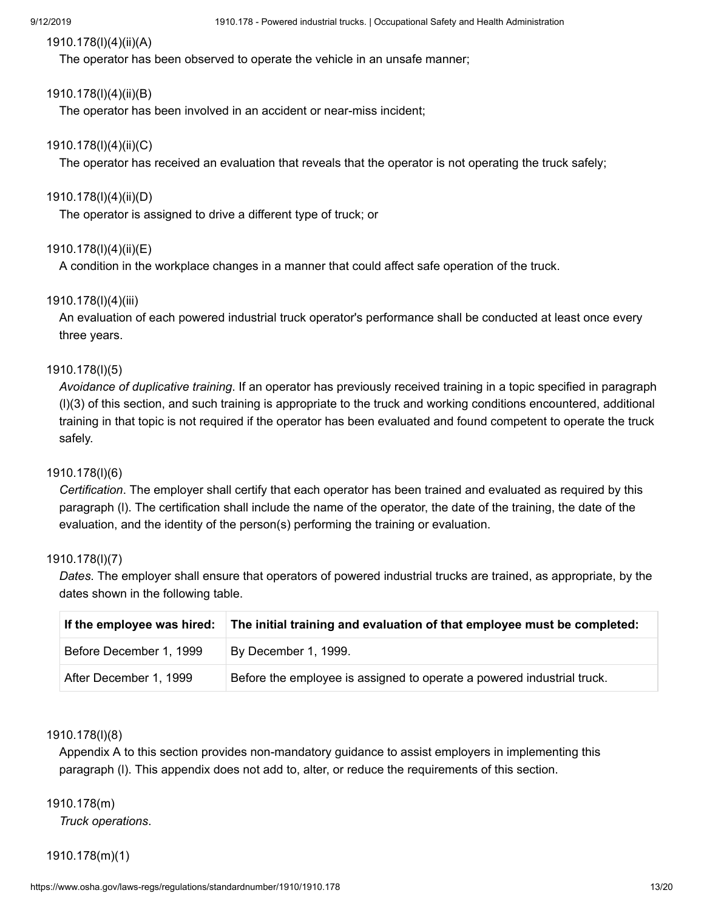1910.178(l)(4)(ii)(A)

The operator has been observed to operate the vehicle in an unsafe manner;

1910.178(l)(4)(ii)(B)

The operator has been involved in an accident or near-miss incident;

1910.178(l)(4)(ii)(C)

The operator has received an evaluation that reveals that the operator is not operating the truck safely;

1910.178(l)(4)(ii)(D)

The operator is assigned to drive a different type of truck; or

1910.178(l)(4)(ii)(E)

A condition in the workplace changes in a manner that could affect safe operation of the truck.

1910.178(l)(4)(iii)

An evaluation of each powered industrial truck operator's performance shall be conducted at least once every three years.

1910.178(l)(5)

*Avoidance of duplicative training*. If an operator has previously received training in a topic specified in paragraph (l)(3) of this section, and such training is appropriate to the truck and working conditions encountered, additional training in that topic is not required if the operator has been evaluated and found competent to operate the truck safely.

1910.178(l)(6)

*Certification*. The employer shall certify that each operator has been trained and evaluated as required by this paragraph (l). The certification shall include the name of the operator, the date of the training, the date of the evaluation, and the identity of the person(s) performing the training or evaluation.

1910.178(l)(7)

*Dates*. The employer shall ensure that operators of powered industrial trucks are trained, as appropriate, by the dates shown in the following table.

| If the employee was hired: | The initial training and evaluation of that employee must be completed: |
|---|---|
| Before December 1, 1999 | By December 1, 1999. |
| After December 1, 1999 | Before the employee is assigned to operate a powered industrial truck. |

1910.178(l)(8)

Appendix A to this section provides non-mandatory guidance to assist employers in implementing this paragraph (l). This appendix does not add to, alter, or reduce the requirements of this section.

1910.178(m)

*Truck operations*.

1910.178(m)(1)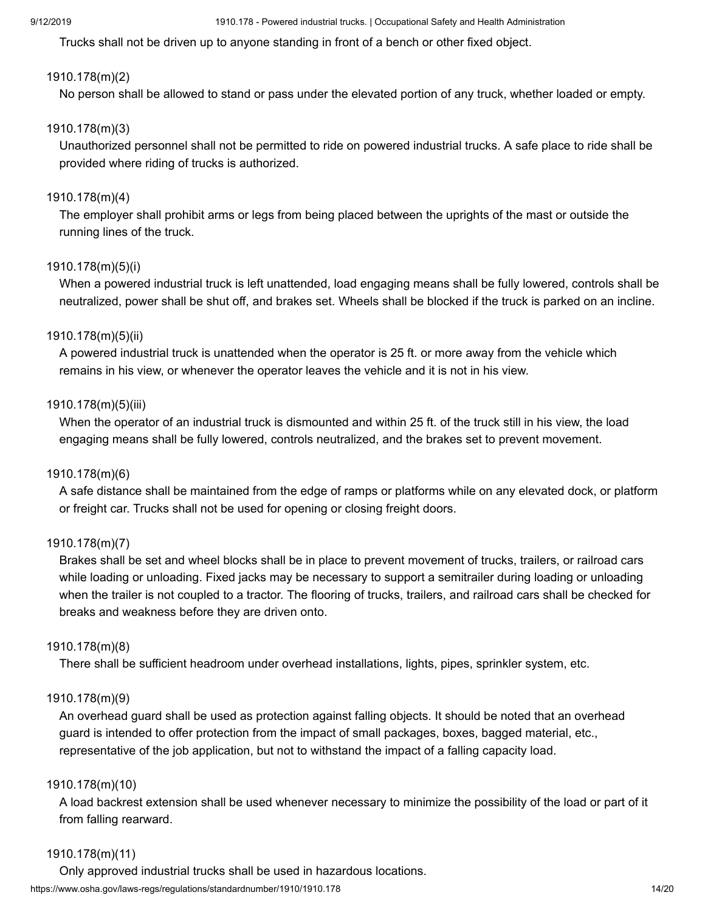Trucks shall not be driven up to anyone standing in front of a bench or other fixed object.

1910.178(m)(2)

No person shall be allowed to stand or pass under the elevated portion of any truck, whether loaded or empty.

1910.178(m)(3)

Unauthorized personnel shall not be permitted to ride on powered industrial trucks. A safe place to ride shall be provided where riding of trucks is authorized.

1910.178(m)(4)

The employer shall prohibit arms or legs from being placed between the uprights of the mast or outside the running lines of the truck.

1910.178(m)(5)(i)

When a powered industrial truck is left unattended, load engaging means shall be fully lowered, controls shall be neutralized, power shall be shut off, and brakes set. Wheels shall be blocked if the truck is parked on an incline.

1910.178(m)(5)(ii)

A powered industrial truck is unattended when the operator is 25 ft. or more away from the vehicle which remains in his view, or whenever the operator leaves the vehicle and it is not in his view.

1910.178(m)(5)(iii)

When the operator of an industrial truck is dismounted and within 25 ft. of the truck still in his view, the load engaging means shall be fully lowered, controls neutralized, and the brakes set to prevent movement.

1910.178(m)(6)

A safe distance shall be maintained from the edge of ramps or platforms while on any elevated dock, or platform or freight car. Trucks shall not be used for opening or closing freight doors.

1910.178(m)(7)

Brakes shall be set and wheel blocks shall be in place to prevent movement of trucks, trailers, or railroad cars while loading or unloading. Fixed jacks may be necessary to support a semitrailer during loading or unloading when the trailer is not coupled to a tractor. The flooring of trucks, trailers, and railroad cars shall be checked for breaks and weakness before they are driven onto.

1910.178(m)(8)

There shall be sufficient headroom under overhead installations, lights, pipes, sprinkler system, etc.

1910.178(m)(9)

An overhead guard shall be used as protection against falling objects. It should be noted that an overhead guard is intended to offer protection from the impact of small packages, boxes, bagged material, etc., representative of the job application, but not to withstand the impact of a falling capacity load.

1910.178(m)(10)

A load backrest extension shall be used whenever necessary to minimize the possibility of the load or part of it from falling rearward.

1910.178(m)(11)

Only approved industrial trucks shall be used in hazardous locations.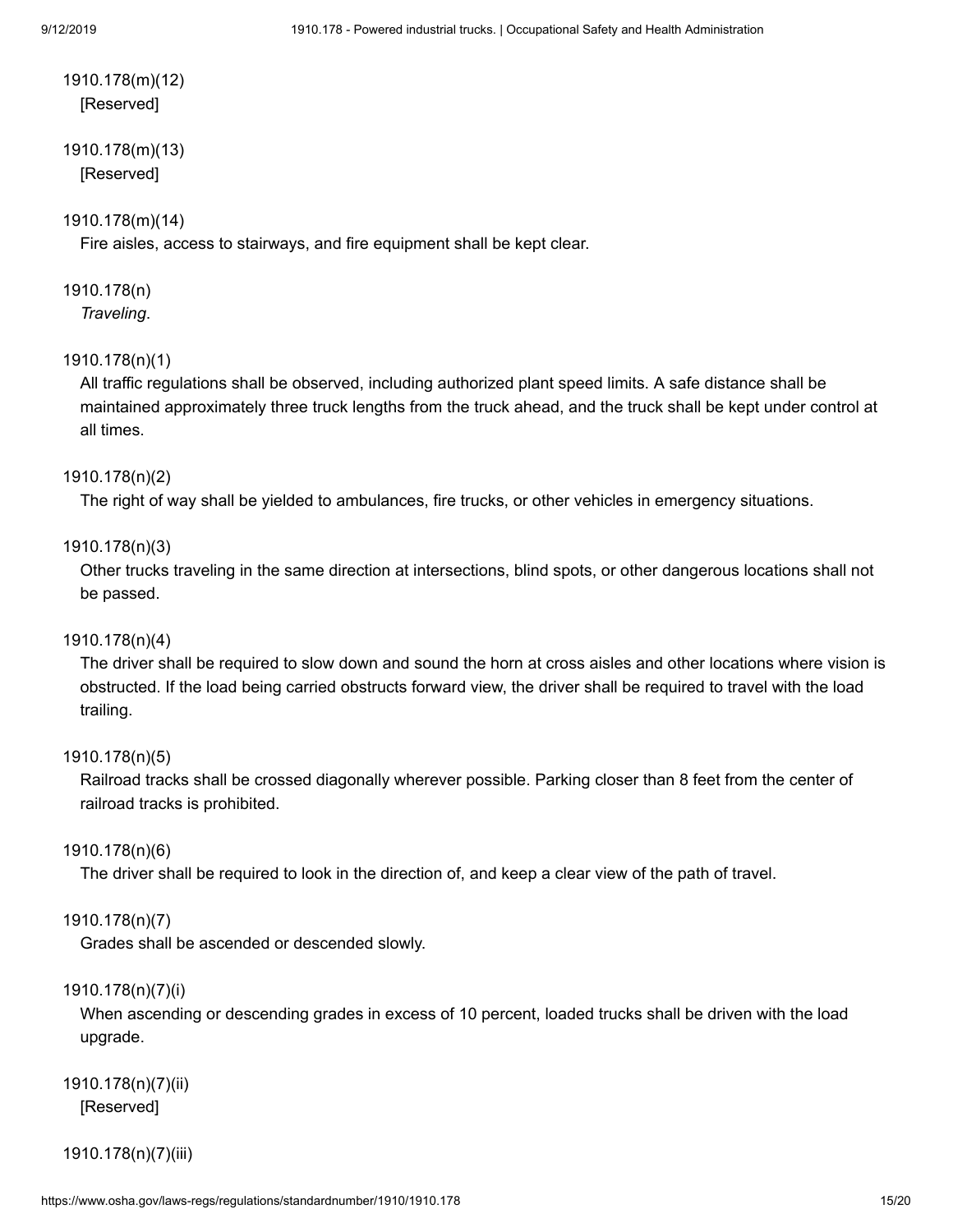1910.178(m)(12)

[Reserved]

1910.178(m)(13)

[Reserved]

1910.178(m)(14)

Fire aisles, access to stairways, and fire equipment shall be kept clear.

1910.178(n)

*Traveling*.

1910.178(n)(1)

All traffic regulations shall be observed, including authorized plant speed limits. A safe distance shall be maintained approximately three truck lengths from the truck ahead, and the truck shall be kept under control at all times.

1910.178(n)(2)

The right of way shall be yielded to ambulances, fire trucks, or other vehicles in emergency situations.

1910.178(n)(3)

Other trucks traveling in the same direction at intersections, blind spots, or other dangerous locations shall not be passed.

1910.178(n)(4)

The driver shall be required to slow down and sound the horn at cross aisles and other locations where vision is obstructed. If the load being carried obstructs forward view, the driver shall be required to travel with the load trailing.

1910.178(n)(5)

Railroad tracks shall be crossed diagonally wherever possible. Parking closer than 8 feet from the center of railroad tracks is prohibited.

1910.178(n)(6)

The driver shall be required to look in the direction of, and keep a clear view of the path of travel.

1910.178(n)(7)

Grades shall be ascended or descended slowly.

1910.178(n)(7)(i)

When ascending or descending grades in excess of 10 percent, loaded trucks shall be driven with the load upgrade.

1910.178(n)(7)(ii)

[Reserved]

1910.178(n)(7)(iii)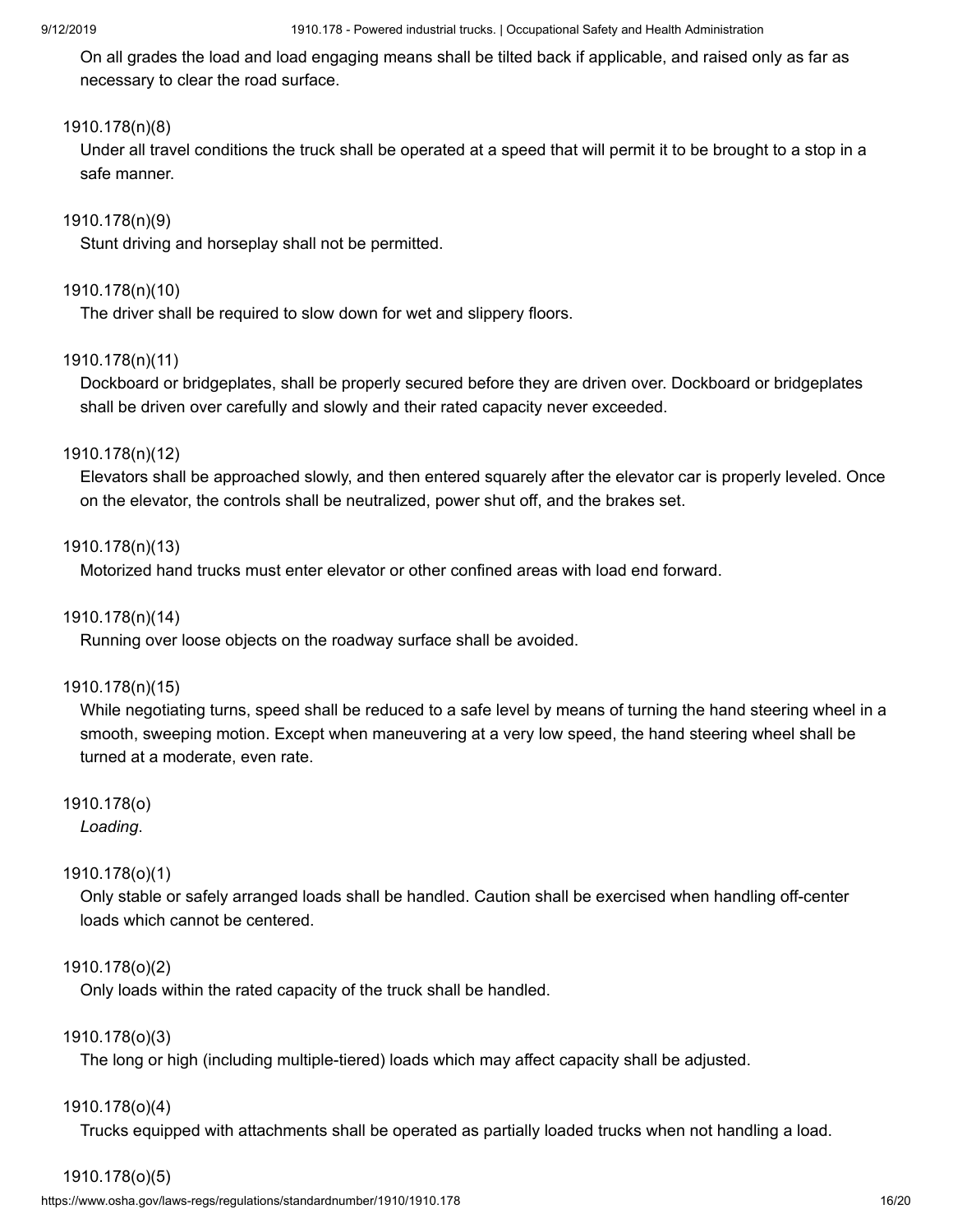On all grades the load and load engaging means shall be tilted back if applicable, and raised only as far as necessary to clear the road surface.

1910.178(n)(8)

Under all travel conditions the truck shall be operated at a speed that will permit it to be brought to a stop in a safe manner.

1910.178(n)(9)

Stunt driving and horseplay shall not be permitted.

1910.178(n)(10)

The driver shall be required to slow down for wet and slippery floors.

1910.178(n)(11)

Dockboard or bridgeplates, shall be properly secured before they are driven over. Dockboard or bridgeplates shall be driven over carefully and slowly and their rated capacity never exceeded.

1910.178(n)(12)

Elevators shall be approached slowly, and then entered squarely after the elevator car is properly leveled. Once on the elevator, the controls shall be neutralized, power shut off, and the brakes set.

1910.178(n)(13)

Motorized hand trucks must enter elevator or other confined areas with load end forward.

1910.178(n)(14)

Running over loose objects on the roadway surface shall be avoided.

1910.178(n)(15)

While negotiating turns, speed shall be reduced to a safe level by means of turning the hand steering wheel in a smooth, sweeping motion. Except when maneuvering at a very low speed, the hand steering wheel shall be turned at a moderate, even rate.

1910.178(o)

*Loading*.

1910.178(o)(1)

Only stable or safely arranged loads shall be handled. Caution shall be exercised when handling off-center loads which cannot be centered.

1910.178(o)(2)

Only loads within the rated capacity of the truck shall be handled.

1910.178(o)(3)

The long or high (including multiple-tiered) loads which may affect capacity shall be adjusted.

1910.178(o)(4)

Trucks equipped with attachments shall be operated as partially loaded trucks when not handling a load.

1910.178(o)(5)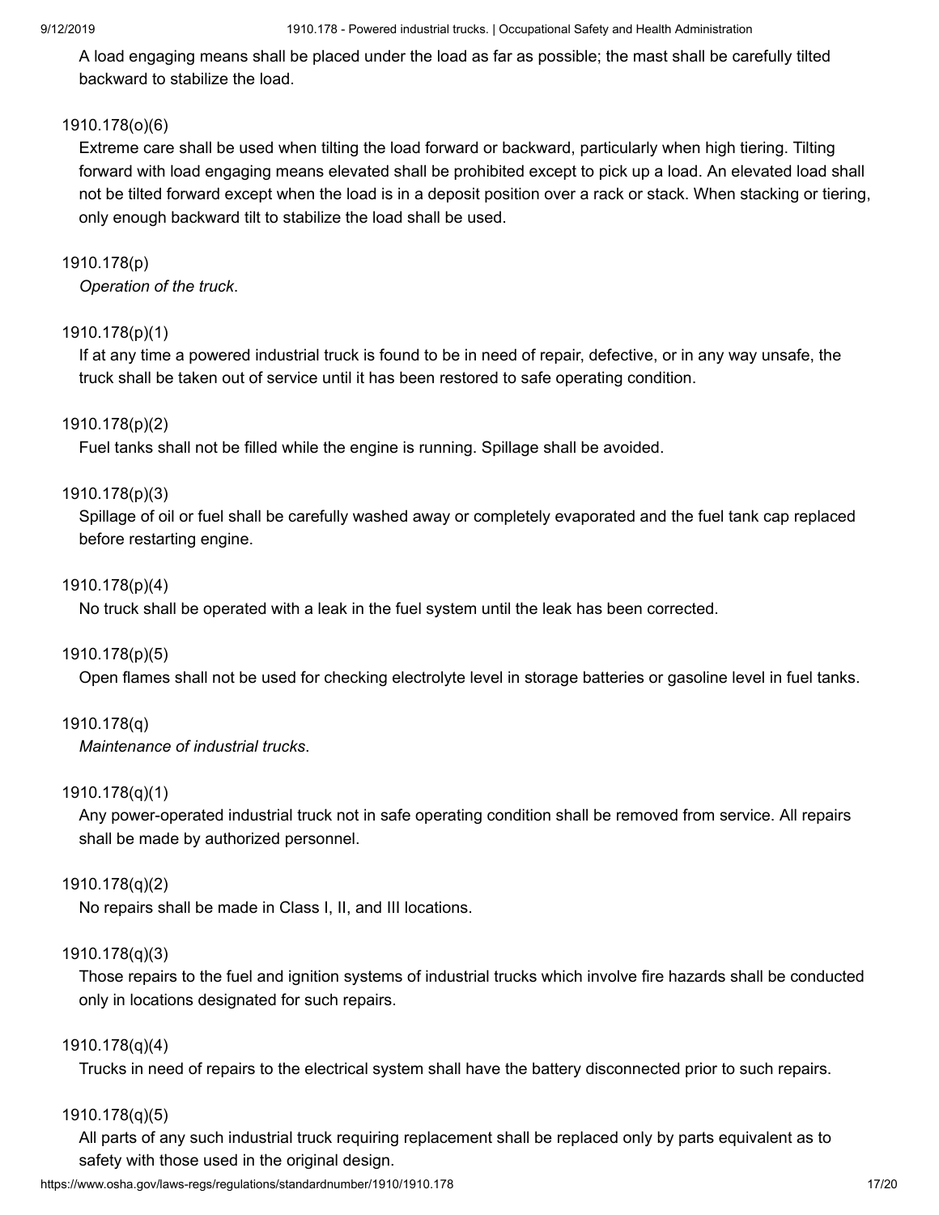A load engaging means shall be placed under the load as far as possible; the mast shall be carefully tilted backward to stabilize the load.

1910.178(o)(6)

Extreme care shall be used when tilting the load forward or backward, particularly when high tiering. Tilting forward with load engaging means elevated shall be prohibited except to pick up a load. An elevated load shall not be tilted forward except when the load is in a deposit position over a rack or stack. When stacking or tiering, only enough backward tilt to stabilize the load shall be used.

1910.178(p)

*Operation of the truck*.

1910.178(p)(1)

If at any time a powered industrial truck is found to be in need of repair, defective, or in any way unsafe, the truck shall be taken out of service until it has been restored to safe operating condition.

1910.178(p)(2)

Fuel tanks shall not be filled while the engine is running. Spillage shall be avoided.

1910.178(p)(3)

Spillage of oil or fuel shall be carefully washed away or completely evaporated and the fuel tank cap replaced before restarting engine.

1910.178(p)(4)

No truck shall be operated with a leak in the fuel system until the leak has been corrected.

1910.178(p)(5)

Open flames shall not be used for checking electrolyte level in storage batteries or gasoline level in fuel tanks.

1910.178(q)

*Maintenance of industrial trucks*.

1910.178(q)(1)

Any power-operated industrial truck not in safe operating condition shall be removed from service. All repairs shall be made by authorized personnel.

1910.178(q)(2)

No repairs shall be made in Class I, II, and III locations.

1910.178(q)(3)

Those repairs to the fuel and ignition systems of industrial trucks which involve fire hazards shall be conducted only in locations designated for such repairs.

1910.178(q)(4)

Trucks in need of repairs to the electrical system shall have the battery disconnected prior to such repairs.

1910.178(q)(5)

All parts of any such industrial truck requiring replacement shall be replaced only by parts equivalent as to safety with those used in the original design.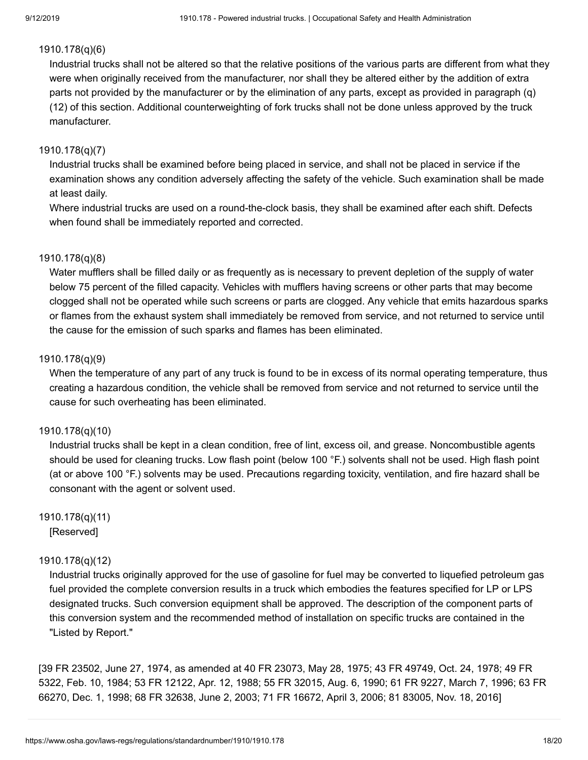1910.178(q)(6)

Industrial trucks shall not be altered so that the relative positions of the various parts are different from what they were when originally received from the manufacturer, nor shall they be altered either by the addition of extra parts not provided by the manufacturer or by the elimination of any parts, except as provided in paragraph (q)(12) of this section. Additional counterweighting of fork trucks shall not be done unless approved by the truck manufacturer.

1910.178(q)(7)

Industrial trucks shall be examined before being placed in service, and shall not be placed in service if the examination shows any condition adversely affecting the safety of the vehicle. Such examination shall be made at least daily.

Where industrial trucks are used on a round-the-clock basis, they shall be examined after each shift. Defects when found shall be immediately reported and corrected.

1910.178(q)(8)

Water mufflers shall be filled daily or as frequently as is necessary to prevent depletion of the supply of water below 75 percent of the filled capacity. Vehicles with mufflers having screens or other parts that may become clogged shall not be operated while such screens or parts are clogged. Any vehicle that emits hazardous sparks or flames from the exhaust system shall immediately be removed from service, and not returned to service until the cause for the emission of such sparks and flames has been eliminated.

1910.178(q)(9)

When the temperature of any part of any truck is found to be in excess of its normal operating temperature, thus creating a hazardous condition, the vehicle shall be removed from service and not returned to service until the cause for such overheating has been eliminated.

1910.178(q)(10)

Industrial trucks shall be kept in a clean condition, free of lint, excess oil, and grease. Noncombustible agents should be used for cleaning trucks. Low flash point (below 100 °F.) solvents shall not be used. High flash point (at or above 100 °F.) solvents may be used. Precautions regarding toxicity, ventilation, and fire hazard shall be consonant with the agent or solvent used.

1910.178(q)(11)

[Reserved]

1910.178(q)(12)

Industrial trucks originally approved for the use of gasoline for fuel may be converted to liquefied petroleum gas fuel provided the complete conversion results in a truck which embodies the features specified for LP or LPS designated trucks. Such conversion equipment shall be approved. The description of the component parts of this conversion system and the recommended method of installation on specific trucks are contained in the "Listed by Report."

[39 FR 23502, June 27, 1974, as amended at 40 FR 23073, May 28, 1975; 43 FR 49749, Oct. 24, 1978; 49 FR 5322, Feb. 10, 1984; 53 FR 12122, Apr. 12, 1988; 55 FR 32015, Aug. 6, 1990; 61 FR 9227, March 7, 1996; 63 FR 66270, Dec. 1, 1998; 68 FR 32638, June 2, 2003; 71 FR 16672, April 3, 2006; 81 83005, Nov. 18, 2016]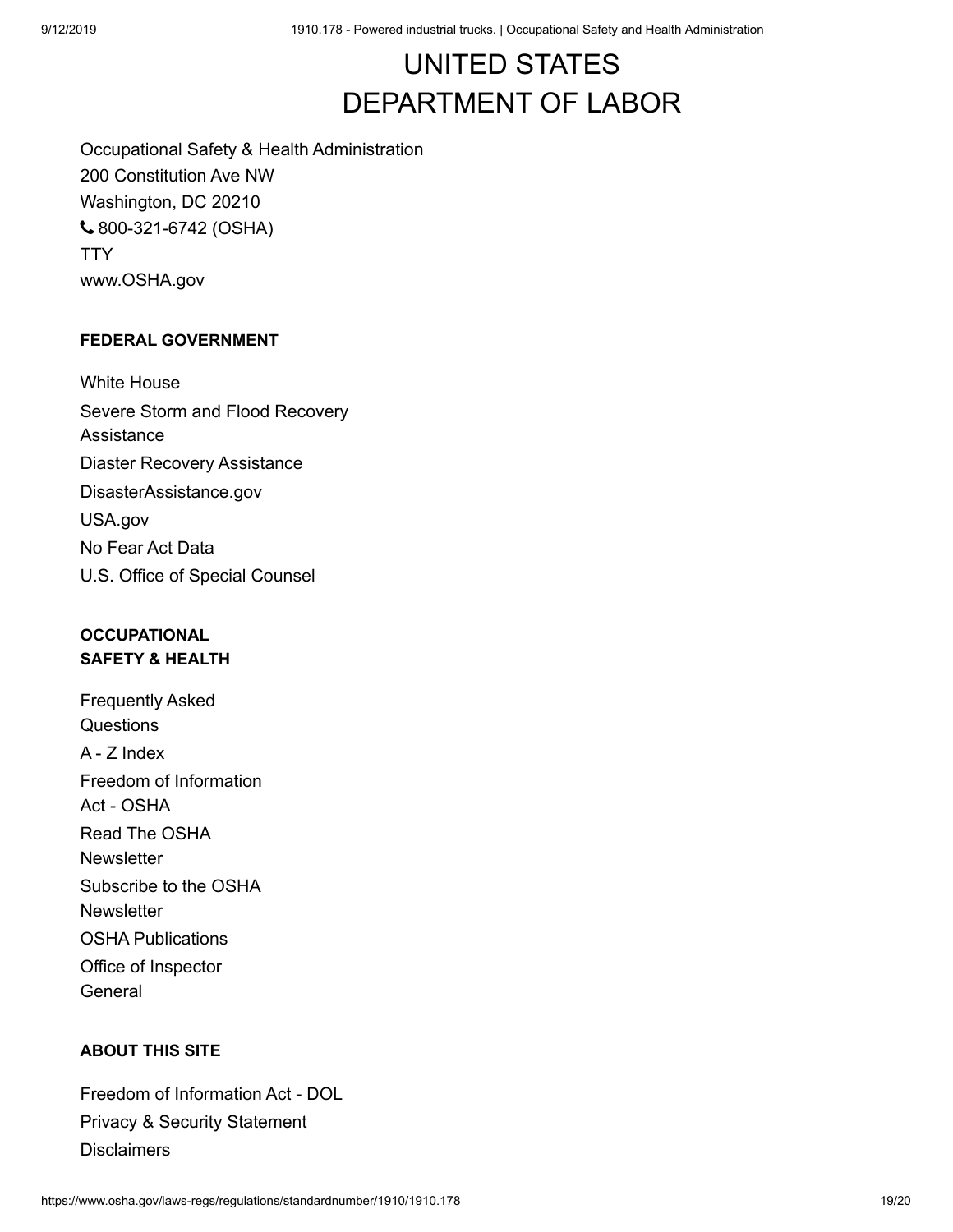# UNITED STATES DEPARTMENT OF LABOR

Occupational Safety & Health Administration
200 Constitution Ave NW
Washington, DC 20210
800-321-6742 (OSHA)
TTY
www.OSHA.gov

**FEDERAL GOVERNMENT**

White House
Severe Storm and Flood Recovery Assistance
Diaster Recovery Assistance
DisasterAssistance.gov
USA.gov
No Fear Act Data
U.S. Office of Special Counsel

**OCCUPATIONAL SAFETY & HEALTH**

Frequently Asked Questions
A - Z Index
Freedom of Information Act - OSHA
Read The OSHA Newsletter
Subscribe to the OSHA Newsletter
OSHA Publications
Office of Inspector General

**ABOUT THIS SITE**

Freedom of Information Act - DOL
Privacy & Security Statement
Disclaimers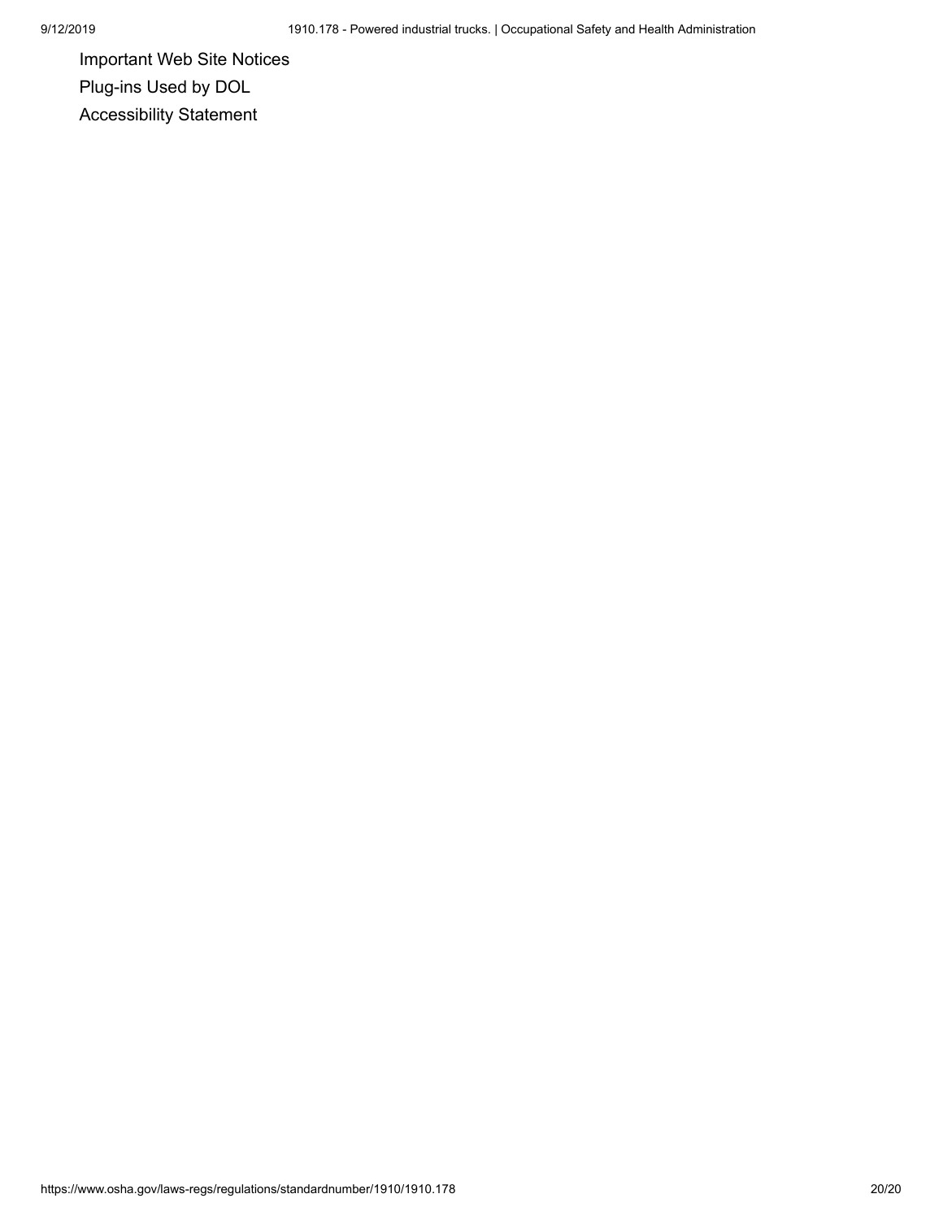Important Web Site Notices

Plug-ins Used by DOL

Accessibility Statement